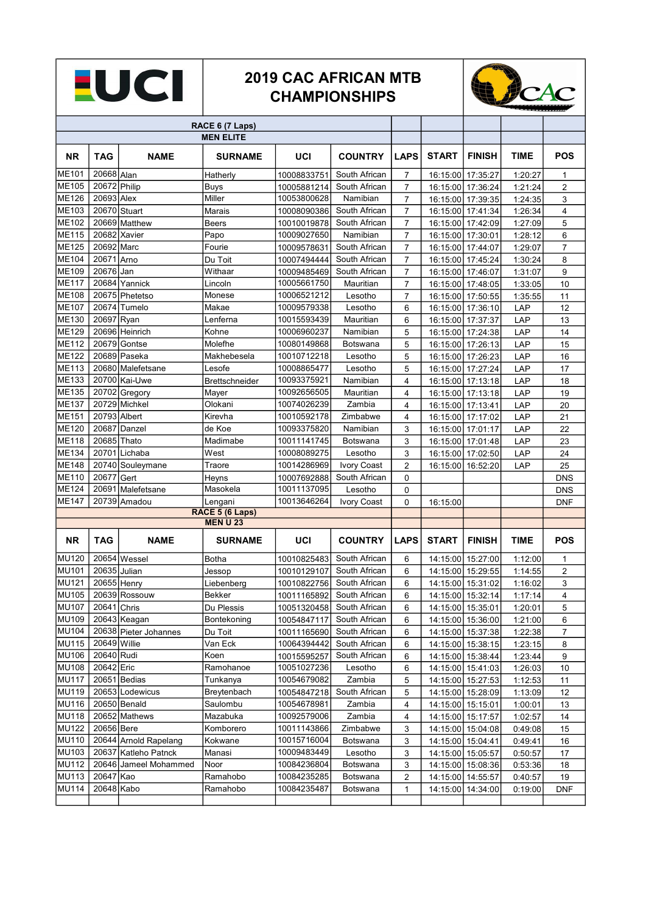# 2019 CAC AFRICAN MTB CHAMPIONSHIPS

## RACE 6 (7 Laps)

### MEN ELITE

| NR | TAG | NAME | SURNAME | UCI | COUNTRY | LAPS | START | FINISH | TIME | POS |
|---|---|---|---|---|---|---|---|---|---|---|
| ME101 | 20668 | Alan | Hatherly | 10008833751 | South African | 7 | 16:15:00 | 17:35:27 | 1:20:27 | 1 |
| ME105 | 20672 | Philip | Buys | 10005881214 | South African | 7 | 16:15:00 | 17:36:24 | 1:21:24 | 2 |
| ME126 | 20693 | Alex | Miller | 10053800628 | Namibian | 7 | 16:15:00 | 17:39:35 | 1:24:35 | 3 |
| ME103 | 20670 | Stuart | Marais | 10008090386 | South African | 7 | 16:15:00 | 17:41:34 | 1:26:34 | 4 |
| ME102 | 20669 | Matthew | Beers | 10010019878 | South African | 7 | 16:15:00 | 17:42:09 | 1:27:09 | 5 |
| ME115 | 20682 | Xavier | Papo | 10009027650 | Namibian | 7 | 16:15:00 | 17:30:01 | 1:28:12 | 6 |
| ME125 | 20692 | Marc | Fourie | 10009578631 | South African | 7 | 16:15:00 | 17:44:07 | 1:29:07 | 7 |
| ME104 | 20671 | Arno | Du Toit | 10007494444 | South African | 7 | 16:15:00 | 17:45:24 | 1:30:24 | 8 |
| ME109 | 20676 | Jan | Withaar | 10009485469 | South African | 7 | 16:15:00 | 17:46:07 | 1:31:07 | 9 |
| ME117 | 20684 | Yannick | Lincoln | 10005661750 | Mauritian | 7 | 16:15:00 | 17:48:05 | 1:33:05 | 10 |
| ME108 | 20675 | Phetetso | Monese | 10006521212 | Lesotho | 7 | 16:15:00 | 17:50:55 | 1:35:55 | 11 |
| ME107 | 20674 | Tumelo | Makae | 10009579338 | Lesotho | 6 | 16:15:00 | 17:36:10 | LAP | 12 |
| ME130 | 20697 | Ryan | Lenferna | 10015593439 | Mauritian | 6 | 16:15:00 | 17:37:37 | LAP | 13 |
| ME129 | 20696 | Heinrich | Kohne | 10006960237 | Namibian | 5 | 16:15:00 | 17:24:38 | LAP | 14 |
| ME112 | 20679 | Gontse | Molefhe | 10080149868 | Botswana | 5 | 16:15:00 | 17:26:13 | LAP | 15 |
| ME122 | 20689 | Paseka | Makhebesela | 10010712218 | Lesotho | 5 | 16:15:00 | 17:26:23 | LAP | 16 |
| ME113 | 20680 | Malefetsane | Lesofe | 10008865477 | Lesotho | 5 | 16:15:00 | 17:27:24 | LAP | 17 |
| ME133 | 20700 | Kai-Uwe | Brettschneider | 10093375921 | Namibian | 4 | 16:15:00 | 17:13:18 | LAP | 18 |
| ME135 | 20702 | Gregory | Mayer | 10092656505 | Mauritian | 4 | 16:15:00 | 17:13:18 | LAP | 19 |
| ME137 | 20729 | Michkel | Olokani | 10074026239 | Zambia | 4 | 16:15:00 | 17:13:41 | LAP | 20 |
| ME151 | 20793 | Albert | Kirevha | 10010592178 | Zimbabwe | 4 | 16:15:00 | 17:17:02 | LAP | 21 |
| ME120 | 20687 | Danzel | de Koe | 10093375820 | Namibian | 3 | 16:15:00 | 17:01:17 | LAP | 22 |
| ME118 | 20685 | Thato | Madimabe | 10011141745 | Botswana | 3 | 16:15:00 | 17:01:48 | LAP | 23 |
| ME134 | 20701 | Lichaba | West | 10008089275 | Lesotho | 3 | 16:15:00 | 17:02:50 | LAP | 24 |
| ME148 | 20740 | Souleymane | Traore | 10014286969 | Ivory Coast | 2 | 16:15:00 | 16:52:20 | LAP | 25 |
| ME110 | 20677 | Gert | Heyns | 10007692888 | South African | 0 | | | | DNS |
| ME124 | 20691 | Malefetsane | Masokela | 10011137095 | Lesotho | 0 | | | | DNS |
| ME147 | 20739 | Amadou | Lengani | 10013646264 | Ivory Coast | 0 | 16:15:00 | | | DNF |

## RACE 5 (6 Laps)

### MEN U 23

| NR | TAG | NAME | SURNAME | UCI | COUNTRY | LAPS | START | FINISH | TIME | POS |
|---|---|---|---|---|---|---|---|---|---|---|
| MU120 | 20654 | Wessel | Botha | 10010825483 | South African | 6 | 14:15:00 | 15:27:00 | 1:12:00 | 1 |
| MU101 | 20635 | Julian | Jessop | 10010129107 | South African | 6 | 14:15:00 | 15:29:55 | 1:14:55 | 2 |
| MU121 | 20655 | Henry | Liebenberg | 10010822756 | South African | 6 | 14:15:00 | 15:31:02 | 1:16:02 | 3 |
| MU105 | 20639 | Rossouw | Bekker | 10011165892 | South African | 6 | 14:15:00 | 15:32:14 | 1:17:14 | 4 |
| MU107 | 20641 | Chris | Du Plessis | 10051320458 | South African | 6 | 14:15:00 | 15:35:01 | 1:20:01 | 5 |
| MU109 | 20643 | Keagan | Bontekoning | 10054847117 | South African | 6 | 14:15:00 | 15:36:00 | 1:21:00 | 6 |
| MU104 | 20638 | Pieter Johannes | Du Toit | 10011165690 | South African | 6 | 14:15:00 | 15:37:38 | 1:22:38 | 7 |
| MU115 | 20649 | Willie | Van Eck | 10064394442 | South African | 6 | 14:15:00 | 15:38:15 | 1:23:15 | 8 |
| MU106 | 20640 | Rudi | Koen | 10015595257 | South African | 6 | 14:15:00 | 15:38:44 | 1:23:44 | 9 |
| MU108 | 20642 | Eric | Ramohanoe | 10051027236 | Lesotho | 6 | 14:15:00 | 15:41:03 | 1:26:03 | 10 |
| MU117 | 20651 | Bedias | Tunkanya | 10054679082 | Zambia | 5 | 14:15:00 | 15:27:53 | 1:12:53 | 11 |
| MU119 | 20653 | Lodewicus | Breytenbach | 10054847218 | South African | 5 | 14:15:00 | 15:28:09 | 1:13:09 | 12 |
| MU116 | 20650 | Benald | Saulombu | 10054678981 | Zambia | 4 | 14:15:00 | 15:15:01 | 1:00:01 | 13 |
| MU118 | 20652 | Mathews | Mazabuka | 10092579006 | Zambia | 4 | 14:15:00 | 15:17:57 | 1:02:57 | 14 |
| MU122 | 20656 | Bere | Komborero | 10011143866 | Zimbabwe | 3 | 14:15:00 | 15:04:08 | 0:49:08 | 15 |
| MU110 | 20644 | Arnold Rapelang | Kokwane | 10015716004 | Botswana | 3 | 14:15:00 | 15:04:41 | 0:49:41 | 16 |
| MU103 | 20637 | Katleho Patnck | Manasi | 10009483449 | Lesotho | 3 | 14:15:00 | 15:05:57 | 0:50:57 | 17 |
| MU112 | 20646 | Jameel Mohammed | Noor | 10084236804 | Botswana | 3 | 14:15:00 | 15:08:36 | 0:53:36 | 18 |
| MU113 | 20647 | Kao | Ramahobo | 10084235285 | Botswana | 2 | 14:15:00 | 14:55:57 | 0:40:57 | 19 |
| MU114 | 20648 | Kabo | Ramahobo | 10084235487 | Botswana | 1 | 14:15:00 | 14:34:00 | 0:19:00 | DNF |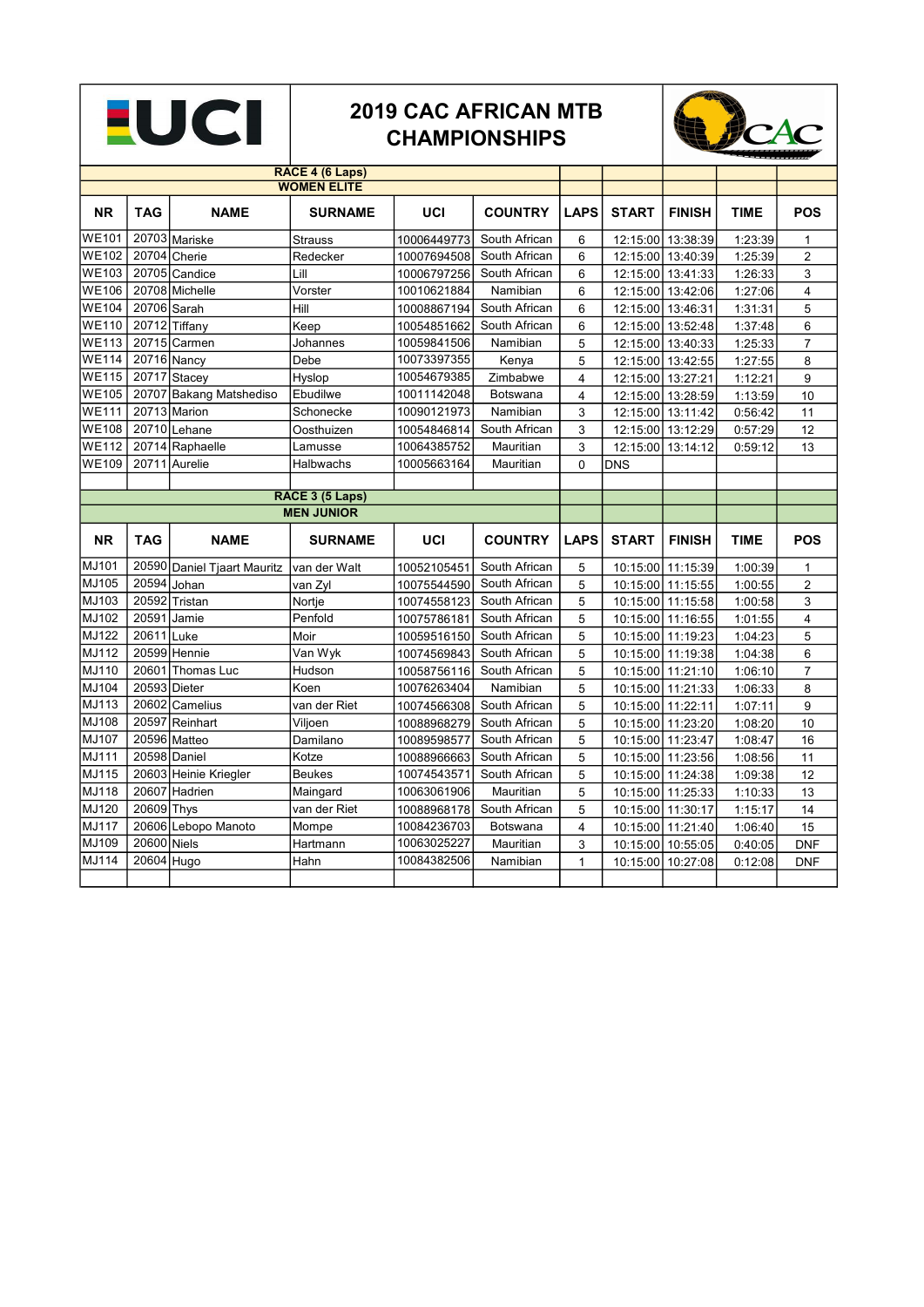# 2019 CAC AFRICAN MTB CHAMPIONSHIPS

## RACE 4 (6 Laps)
### WOMEN ELITE

| NR | TAG | NAME | SURNAME | UCI | COUNTRY | LAPS | START | FINISH | TIME | POS |
|---|---|---|---|---|---|---|---|---|---|---|
| WE101 | 20703 | Mariske | Strauss | 10006449773 | South African | 6 | 12:15:00 | 13:38:39 | 1:23:39 | 1 |
| WE102 | 20704 | Cherie | Redecker | 10007694508 | South African | 6 | 12:15:00 | 13:40:39 | 1:25:39 | 2 |
| WE103 | 20705 | Candice | Lill | 10006797256 | South African | 6 | 12:15:00 | 13:41:33 | 1:26:33 | 3 |
| WE106 | 20708 | Michelle | Vorster | 10010621884 | Namibian | 6 | 12:15:00 | 13:42:06 | 1:27:06 | 4 |
| WE104 | 20706 | Sarah | Hill | 10008867194 | South African | 6 | 12:15:00 | 13:46:31 | 1:31:31 | 5 |
| WE110 | 20712 | Tiffany | Keep | 10054851662 | South African | 6 | 12:15:00 | 13:52:48 | 1:37:48 | 6 |
| WE113 | 20715 | Carmen | Johannes | 10059841506 | Namibian | 5 | 12:15:00 | 13:40:33 | 1:25:33 | 7 |
| WE114 | 20716 | Nancy | Debe | 10073397355 | Kenya | 5 | 12:15:00 | 13:42:55 | 1:27:55 | 8 |
| WE115 | 20717 | Stacey | Hyslop | 10054679385 | Zimbabwe | 4 | 12:15:00 | 13:27:21 | 1:12:21 | 9 |
| WE105 | 20707 | Bakang Matshediso | Ebudilwe | 10011142048 | Botswana | 4 | 12:15:00 | 13:28:59 | 1:13:59 | 10 |
| WE111 | 20713 | Marion | Schonecke | 10090121973 | Namibian | 3 | 12:15:00 | 13:11:42 | 0:56:42 | 11 |
| WE108 | 20710 | Lehane | Oosthuizen | 10054846814 | South African | 3 | 12:15:00 | 13:12:29 | 0:57:29 | 12 |
| WE112 | 20714 | Raphaelle | Lamusse | 10064385752 | Mauritian | 3 | 12:15:00 | 13:14:12 | 0:59:12 | 13 |
| WE109 | 20711 | Aurelie | Halbwachs | 10005663164 | Mauritian | 0 | DNS | | | |

## RACE 3 (5 Laps)
### MEN JUNIOR

| NR | TAG | NAME | SURNAME | UCI | COUNTRY | LAPS | START | FINISH | TIME | POS |
|---|---|---|---|---|---|---|---|---|---|---|
| MJ101 | 20590 | Daniel Tjaart Mauritz | van der Walt | 10052105451 | South African | 5 | 10:15:00 | 11:15:39 | 1:00:39 | 1 |
| MJ105 | 20594 | Johan | van Zyl | 10075544590 | South African | 5 | 10:15:00 | 11:15:55 | 1:00:55 | 2 |
| MJ103 | 20592 | Tristan | Nortje | 10074558123 | South African | 5 | 10:15:00 | 11:15:58 | 1:00:58 | 3 |
| MJ102 | 20591 | Jamie | Penfold | 10075786181 | South African | 5 | 10:15:00 | 11:16:55 | 1:01:55 | 4 |
| MJ122 | 20611 | Luke | Moir | 10059516150 | South African | 5 | 10:15:00 | 11:19:23 | 1:04:23 | 5 |
| MJ112 | 20599 | Hennie | Van Wyk | 10074569843 | South African | 5 | 10:15:00 | 11:19:38 | 1:04:38 | 6 |
| MJ110 | 20601 | Thomas Luc | Hudson | 10058756116 | South African | 5 | 10:15:00 | 11:21:10 | 1:06:10 | 7 |
| MJ104 | 20593 | Dieter | Koen | 10076263404 | Namibian | 5 | 10:15:00 | 11:21:33 | 1:06:33 | 8 |
| MJ113 | 20602 | Camelius | van der Riet | 10074566308 | South African | 5 | 10:15:00 | 11:22:11 | 1:07:11 | 9 |
| MJ108 | 20597 | Reinhart | Viljoen | 10088968279 | South African | 5 | 10:15:00 | 11:23:20 | 1:08:20 | 10 |
| MJ107 | 20596 | Matteo | Damilano | 10089598577 | South African | 5 | 10:15:00 | 11:23:47 | 1:08:47 | 16 |
| MJ111 | 20598 | Daniel | Kotze | 10088966663 | South African | 5 | 10:15:00 | 11:23:56 | 1:08:56 | 11 |
| MJ115 | 20603 | Heinie Kriegler | Beukes | 10074543571 | South African | 5 | 10:15:00 | 11:24:38 | 1:09:38 | 12 |
| MJ118 | 20607 | Hadrien | Maingard | 10063061906 | Mauritian | 5 | 10:15:00 | 11:25:33 | 1:10:33 | 13 |
| MJ120 | 20609 | Thys | van der Riet | 10088968178 | South African | 5 | 10:15:00 | 11:30:17 | 1:15:17 | 14 |
| MJ117 | 20606 | Lebopo Manoto | Mompe | 10084236703 | Botswana | 4 | 10:15:00 | 11:21:40 | 1:06:40 | 15 |
| MJ109 | 20600 | Niels | Hartmann | 10063025227 | Mauritian | 3 | 10:15:00 | 10:55:05 | 0:40:05 | DNF |
| MJ114 | 20604 | Hugo | Hahn | 10084382506 | Namibian | 1 | 10:15:00 | 10:27:08 | 0:12:08 | DNF |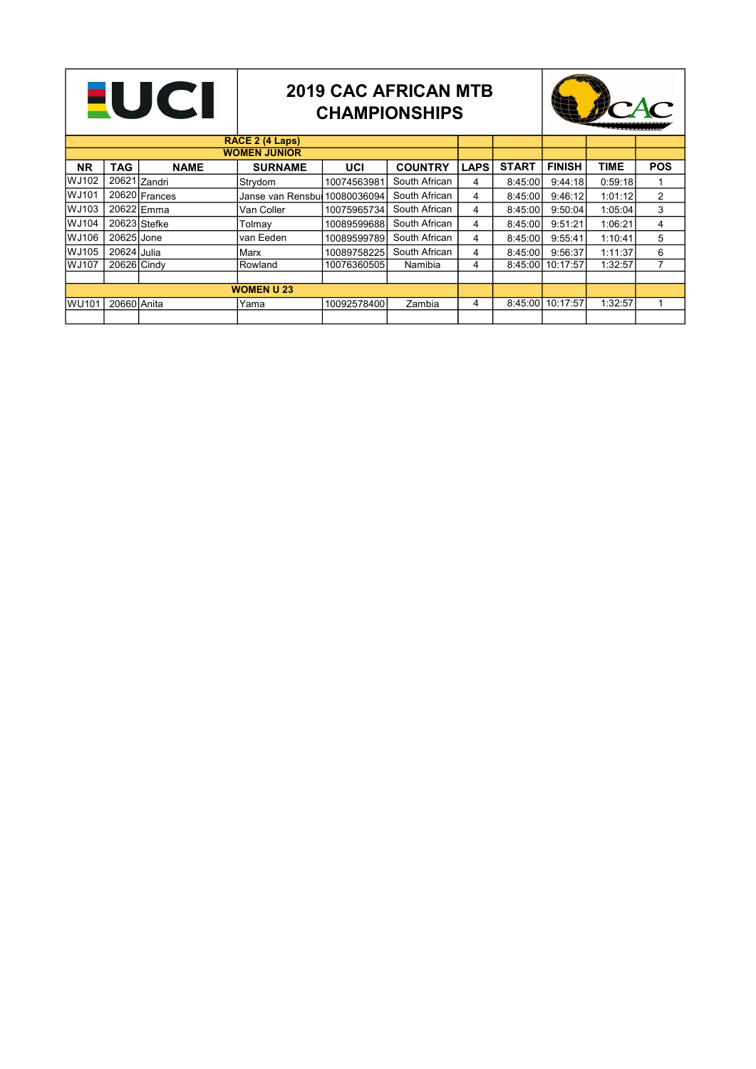# 2019 CAC AFRICAN MTB CHAMPIONSHIPS

| NR | TAG | NAME | SURNAME | UCI | COUNTRY | LAPS | START | FINISH | TIME | POS |
|---|---|---|---|---|---|---|---|---|---|---|
| **RACE 2 (4 Laps)** | | | | | | | | | | |
| **WOMEN JUNIOR** | | | | | | | | | | |
| WJ102 | 20621 | Zandri | Strydom | 10074563981 | South African | 4 | 8:45:00 | 9:44:18 | 0:59:18 | 1 |
| WJ101 | 20620 | Frances | Janse van Rensbu | 10080036094 | South African | 4 | 8:45:00 | 9:46:12 | 1:01:12 | 2 |
| WJ103 | 20622 | Emma | Van Coller | 10075965734 | South African | 4 | 8:45:00 | 9:50:04 | 1:05:04 | 3 |
| WJ104 | 20623 | Stefke | Tolmay | 10089599688 | South African | 4 | 8:45:00 | 9:51:21 | 1:06:21 | 4 |
| WJ106 | 20625 | Jone | van Eeden | 10089599789 | South African | 4 | 8:45:00 | 9:55:41 | 1:10:41 | 5 |
| WJ105 | 20624 | Julia | Marx | 10089758225 | South African | 4 | 8:45:00 | 9:56:37 | 1:11:37 | 6 |
| WJ107 | 20626 | Cindy | Rowland | 10076360505 | Namibia | 4 | 8:45:00 | 10:17:57 | 1:32:57 | 7 |
| | | | | | | | | | | |
| **WOMEN U 23** | | | | | | | | | | |
| WU101 | 20660 | Anita | Yama | 10092578400 | Zambia | 4 | 8:45:00 | 10:17:57 | 1:32:57 | 1 |